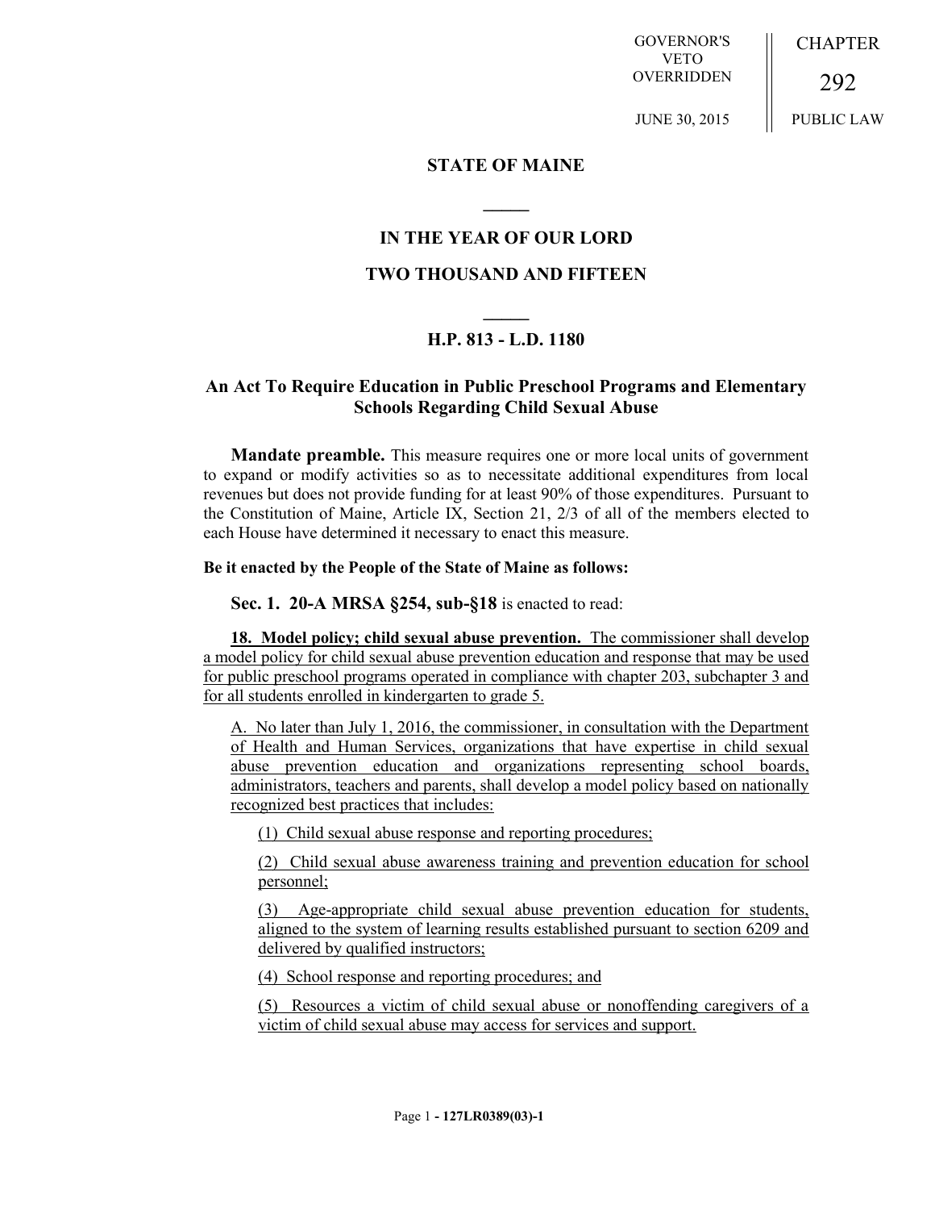GOVERNOR'S VETO OVERRIDDEN

JUNE 30, 2015

CHAPTER

292

PUBLIC LAW

## STATE OF MAINE

## IN THE YEAR OF OUR LORD

## TWO THOUSAND AND FIFTEEN

## H.P. 813 - L.D. 1180

## An Act To Require Education in Public Preschool Programs and Elementary Schools Regarding Child Sexual Abuse

**Mandate preamble.** This measure requires one or more local units of government to expand or modify activities so as to necessitate additional expenditures from local revenues but does not provide funding for at least 90% of those expenditures. Pursuant to the Constitution of Maine, Article IX, Section 21, 2/3 of all of the members elected to each House have determined it necessary to enact this measure.

**Be it enacted by the People of the State of Maine as follows:**

**Sec. 1. 20-A MRSA §254, sub-§18** is enacted to read:

**18. Model policy; child sexual abuse prevention.** The commissioner shall develop a model policy for child sexual abuse prevention education and response that may be used for public preschool programs operated in compliance with chapter 203, subchapter 3 and for all students enrolled in kindergarten to grade 5.

A. No later than July 1, 2016, the commissioner, in consultation with the Department of Health and Human Services, organizations that have expertise in child sexual abuse prevention education and organizations representing school boards, administrators, teachers and parents, shall develop a model policy based on nationally recognized best practices that includes:

(1) Child sexual abuse response and reporting procedures;

(2) Child sexual abuse awareness training and prevention education for school personnel;

(3) Age-appropriate child sexual abuse prevention education for students, aligned to the system of learning results established pursuant to section 6209 and delivered by qualified instructors;

(4) School response and reporting procedures; and

(5) Resources a victim of child sexual abuse or nonoffending caregivers of a victim of child sexual abuse may access for services and support.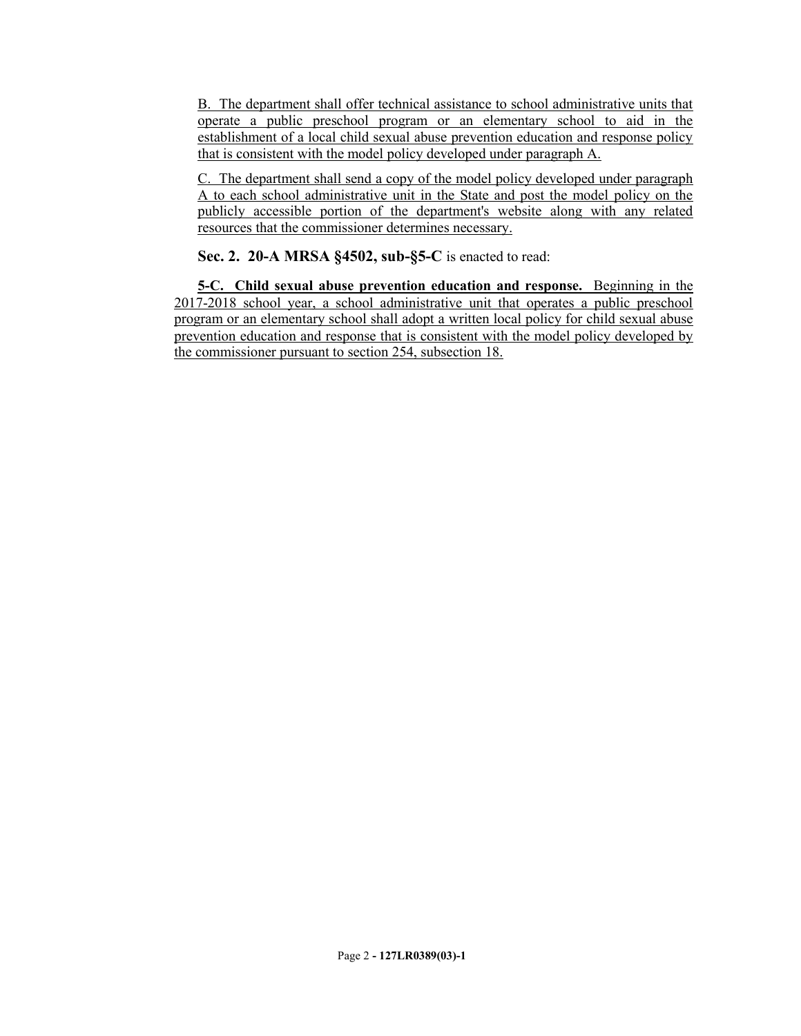B. The department shall offer technical assistance to school administrative units that operate a public preschool program or an elementary school to aid in the establishment of a local child sexual abuse prevention education and response policy that is consistent with the model policy developed under paragraph A.

C. The department shall send a copy of the model policy developed under paragraph A to each school administrative unit in the State and post the model policy on the publicly accessible portion of the department's website along with any related resources that the commissioner determines necessary.

**Sec. 2. 20-A MRSA §4502, sub-§5-C** is enacted to read:

**5-C. Child sexual abuse prevention education and response.** Beginning in the 2017-2018 school year, a school administrative unit that operates a public preschool program or an elementary school shall adopt a written local policy for child sexual abuse prevention education and response that is consistent with the model policy developed by the commissioner pursuant to section 254, subsection 18.